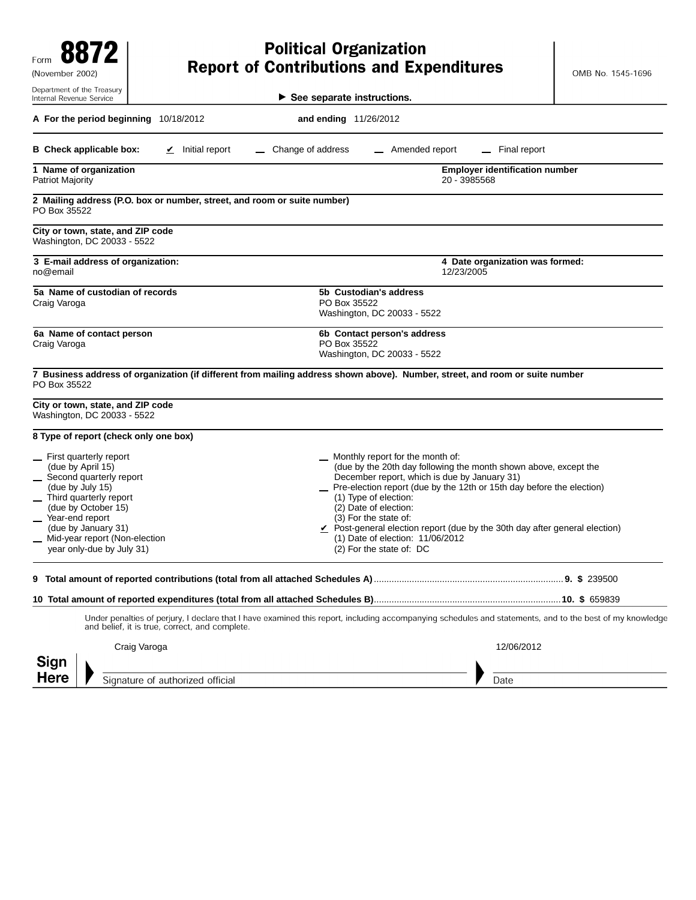Form **8872**
(November 2002)
Department of the Treasury
Internal Revenue Service

# Political Organization Report of Contributions and Expenditures

▶ See separate instructions.

OMB No. 1545-1696

**A For the period beginning** 10/18/2012 **and ending** 11/26/2012

**B Check applicable box:** ✔ Initial report — Change of address — Amended report — Final report

**1 Name of organization**
Patriot Majority

**Employer identification number**
20 - 3985568

**2 Mailing address (P.O. box or number, street, and room or suite number)**
PO Box 35522

**City or town, state, and ZIP code**
Washington, DC 20033 - 5522

**3 E-mail address of organization:**
no@email

**4 Date organization was formed:**
12/23/2005

**5a Name of custodian of records**
Craig Varoga

**5b Custodian's address**
PO Box 35522
Washington, DC 20033 - 5522

**6a Name of contact person**
Craig Varoga

**6b Contact person's address**
PO Box 35522
Washington, DC 20033 - 5522

**7 Business address of organization (if different from mailing address shown above). Number, street, and room or suite number**
PO Box 35522

**City or town, state, and ZIP code**
Washington, DC 20033 - 5522

**8 Type of report (check only one box)**

- First quarterly report (due by April 15)
- Second quarterly report (due by July 15)
- Third quarterly report (due by October 15)
- Year-end report (due by January 31)
- Mid-year report (Non-election year only-due by July 31)
- Monthly report for the month of: (due by the 20th day following the month shown above, except the December report, which is due by January 31)
- Pre-election report (due by the 12th or 15th day before the election)
  (1) Type of election:
  (2) Date of election:
  (3) For the state of:
- ✔ Post-general election report (due by the 30th day after general election)
  (1) Date of election: 11/06/2012
  (2) For the state of: DC

**9 Total amount of reported contributions (total from all attached Schedules A)** .......... **9. $** 239500

**10 Total amount of reported expenditures (total from all attached Schedules B)** .......... **10. $** 659839

Under penalties of perjury, I declare that I have examined this report, including accompanying schedules and statements, and to the best of my knowledge and belief, it is true, correct, and complete.

**Sign Here**

Craig Varoga — Signature of authorized official

12/06/2012 — Date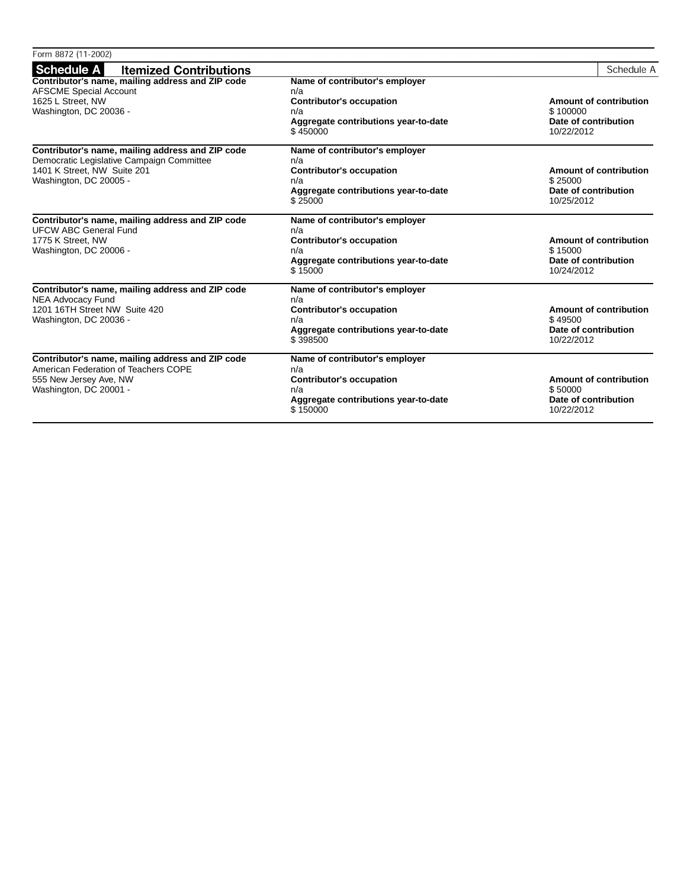Form 8872 (11-2002)

## Schedule A — Itemized Contributions

Schedule A

| Contributor's name, mailing address and ZIP code | Name of contributor's employer | Contributor's occupation | Aggregate contributions year-to-date | Amount of contribution | Date of contribution |
|---|---|---|---|---|---|
| AFSCME Special Account<br>1625 L Street, NW<br>Washington, DC 20036 - | n/a | n/a | $ 450000 | $ 100000 | 10/22/2012 |
| Democratic Legislative Campaign Committee<br>1401 K Street, NW Suite 201<br>Washington, DC 20005 - | n/a | n/a | $ 25000 | $ 25000 | 10/25/2012 |
| UFCW ABC General Fund<br>1775 K Street, NW<br>Washington, DC 20006 - | n/a | n/a | $ 15000 | $ 15000 | 10/24/2012 |
| NEA Advocacy Fund<br>1201 16TH Street NW Suite 420<br>Washington, DC 20036 - | n/a | n/a | $ 398500 | $ 49500 | 10/22/2012 |
| American Federation of Teachers COPE<br>555 New Jersey Ave, NW<br>Washington, DC 20001 - | n/a | n/a | $ 150000 | $ 50000 | 10/22/2012 |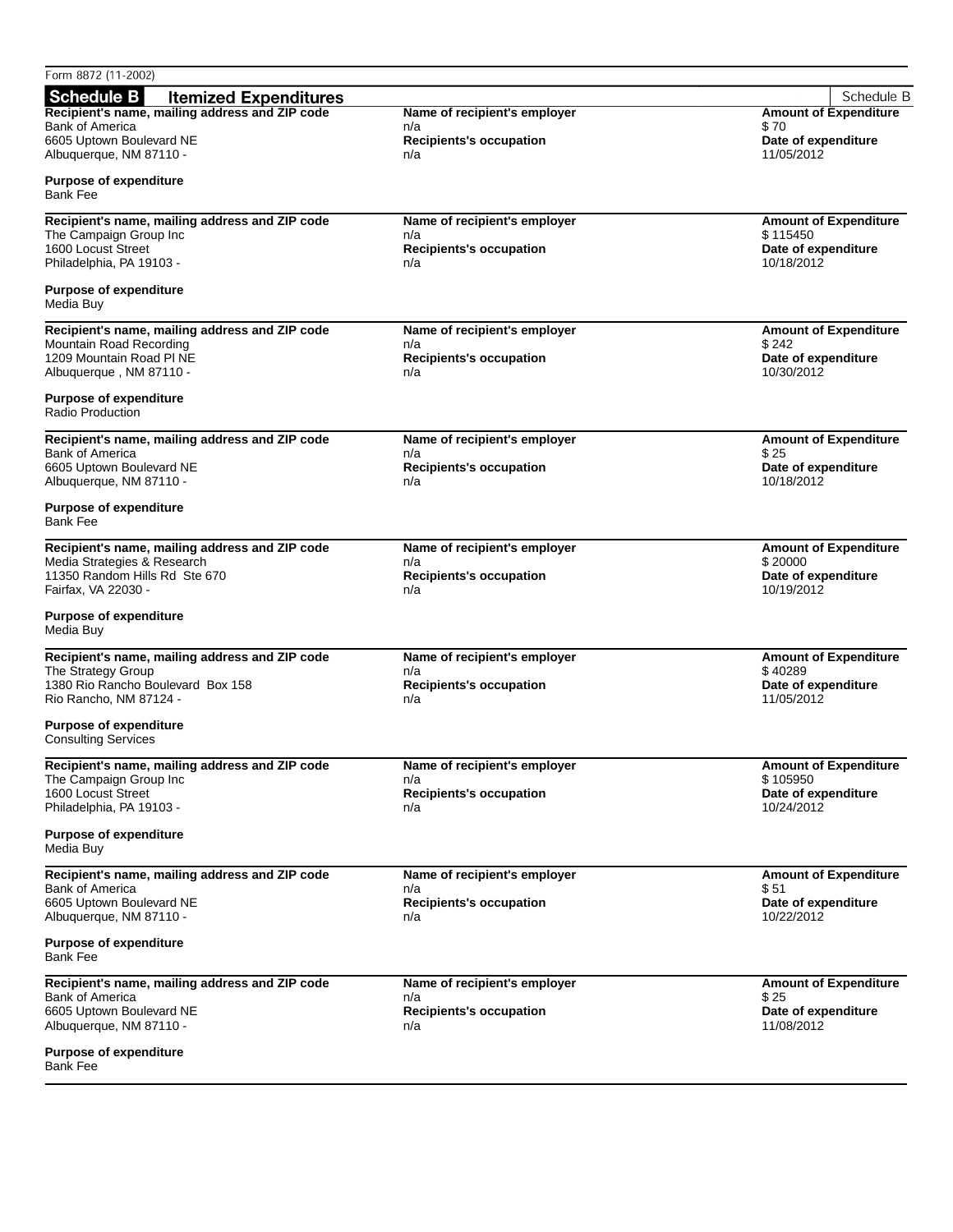Form 8872 (11-2002)

## Schedule B — Itemized Expenditures

| Recipient's name, mailing address and ZIP code | Name of recipient's employer | Recipients's occupation | Amount of Expenditure | Date of expenditure | Purpose of expenditure |
|---|---|---|---|---|---|
| Bank of America<br>6605 Uptown Boulevard NE<br>Albuquerque, NM 87110 - | n/a | n/a | $ 70 | 11/05/2012 | Bank Fee |
| The Campaign Group Inc<br>1600 Locust Street<br>Philadelphia, PA 19103 - | n/a | n/a | $ 115450 | 10/18/2012 | Media Buy |
| Mountain Road Recording<br>1209 Mountain Road Pl NE<br>Albuquerque , NM 87110 - | n/a | n/a | $ 242 | 10/30/2012 | Radio Production |
| Bank of America<br>6605 Uptown Boulevard NE<br>Albuquerque, NM 87110 - | n/a | n/a | $ 25 | 10/18/2012 | Bank Fee |
| Media Strategies & Research<br>11350 Random Hills Rd Ste 670<br>Fairfax, VA 22030 - | n/a | n/a | $ 20000 | 10/19/2012 | Media Buy |
| The Strategy Group<br>1380 Rio Rancho Boulevard Box 158<br>Rio Rancho, NM 87124 - | n/a | n/a | $ 40289 | 11/05/2012 | Consulting Services |
| The Campaign Group Inc<br>1600 Locust Street<br>Philadelphia, PA 19103 - | n/a | n/a | $ 105950 | 10/24/2012 | Media Buy |
| Bank of America<br>6605 Uptown Boulevard NE<br>Albuquerque, NM 87110 - | n/a | n/a | $ 51 | 10/22/2012 | Bank Fee |
| Bank of America<br>6605 Uptown Boulevard NE<br>Albuquerque, NM 87110 - | n/a | n/a | $ 25 | 11/08/2012 | Bank Fee |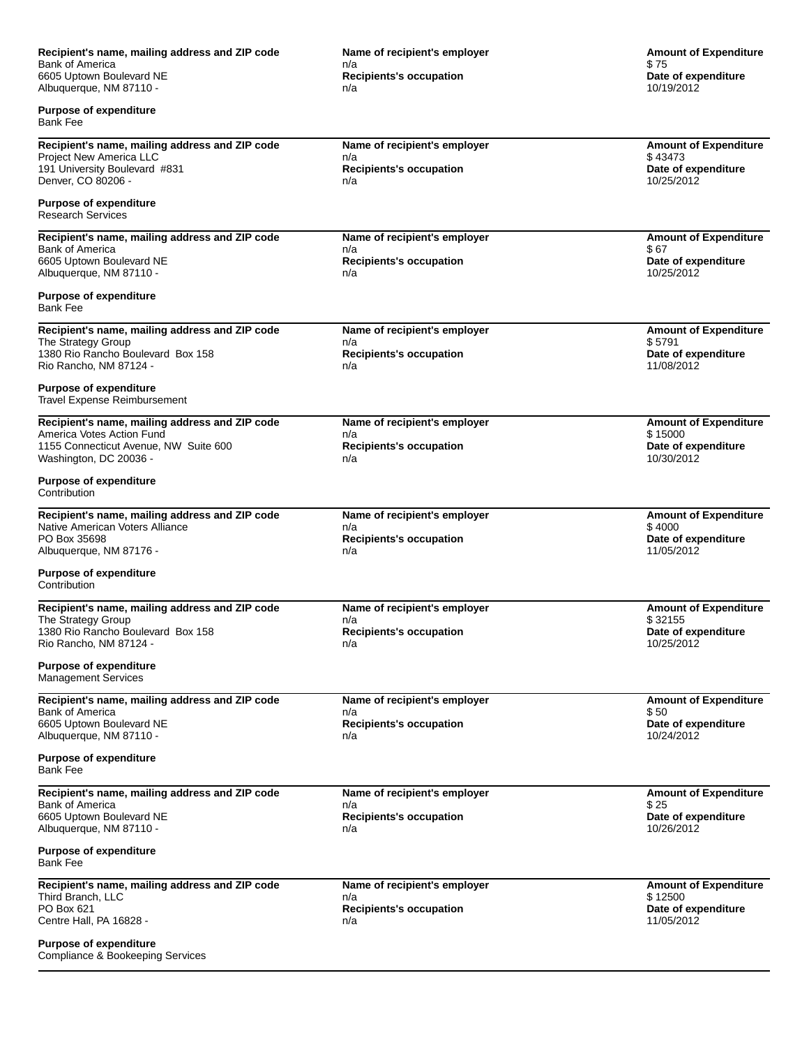**Recipient's name, mailing address and ZIP code**
Bank of America
6605 Uptown Boulevard NE
Albuquerque, NM 87110 -

**Name of recipient's employer**
n/a
**Recipients's occupation**
n/a

**Amount of Expenditure**
$ 75
**Date of expenditure**
10/19/2012

**Purpose of expenditure**
Bank Fee

---

**Recipient's name, mailing address and ZIP code**
Project New America LLC
191 University Boulevard #831
Denver, CO 80206 -

**Name of recipient's employer**
n/a
**Recipients's occupation**
n/a

**Amount of Expenditure**
$ 43473
**Date of expenditure**
10/25/2012

**Purpose of expenditure**
Research Services

---

**Recipient's name, mailing address and ZIP code**
Bank of America
6605 Uptown Boulevard NE
Albuquerque, NM 87110 -

**Name of recipient's employer**
n/a
**Recipients's occupation**
n/a

**Amount of Expenditure**
$ 67
**Date of expenditure**
10/25/2012

**Purpose of expenditure**
Bank Fee

---

**Recipient's name, mailing address and ZIP code**
The Strategy Group
1380 Rio Rancho Boulevard Box 158
Rio Rancho, NM 87124 -

**Name of recipient's employer**
n/a
**Recipients's occupation**
n/a

**Amount of Expenditure**
$ 5791
**Date of expenditure**
11/08/2012

**Purpose of expenditure**
Travel Expense Reimbursement

---

**Recipient's name, mailing address and ZIP code**
America Votes Action Fund
1155 Connecticut Avenue, NW Suite 600
Washington, DC 20036 -

**Name of recipient's employer**
n/a
**Recipients's occupation**
n/a

**Amount of Expenditure**
$ 15000
**Date of expenditure**
10/30/2012

**Purpose of expenditure**
Contribution

---

**Recipient's name, mailing address and ZIP code**
Native American Voters Alliance
PO Box 35698
Albuquerque, NM 87176 -

**Name of recipient's employer**
n/a
**Recipients's occupation**
n/a

**Amount of Expenditure**
$ 4000
**Date of expenditure**
11/05/2012

**Purpose of expenditure**
Contribution

---

**Recipient's name, mailing address and ZIP code**
The Strategy Group
1380 Rio Rancho Boulevard Box 158
Rio Rancho, NM 87124 -

**Name of recipient's employer**
n/a
**Recipients's occupation**
n/a

**Amount of Expenditure**
$ 32155
**Date of expenditure**
10/25/2012

**Purpose of expenditure**
Management Services

---

**Recipient's name, mailing address and ZIP code**
Bank of America
6605 Uptown Boulevard NE
Albuquerque, NM 87110 -

**Name of recipient's employer**
n/a
**Recipients's occupation**
n/a

**Amount of Expenditure**
$ 50
**Date of expenditure**
10/24/2012

**Purpose of expenditure**
Bank Fee

---

**Recipient's name, mailing address and ZIP code**
Bank of America
6605 Uptown Boulevard NE
Albuquerque, NM 87110 -

**Name of recipient's employer**
n/a
**Recipients's occupation**
n/a

**Amount of Expenditure**
$ 25
**Date of expenditure**
10/26/2012

**Purpose of expenditure**
Bank Fee

---

**Recipient's name, mailing address and ZIP code**
Third Branch, LLC
PO Box 621
Centre Hall, PA 16828 -

**Name of recipient's employer**
n/a
**Recipients's occupation**
n/a

**Amount of Expenditure**
$ 12500
**Date of expenditure**
11/05/2012

**Purpose of expenditure**
Compliance & Bookeeping Services

---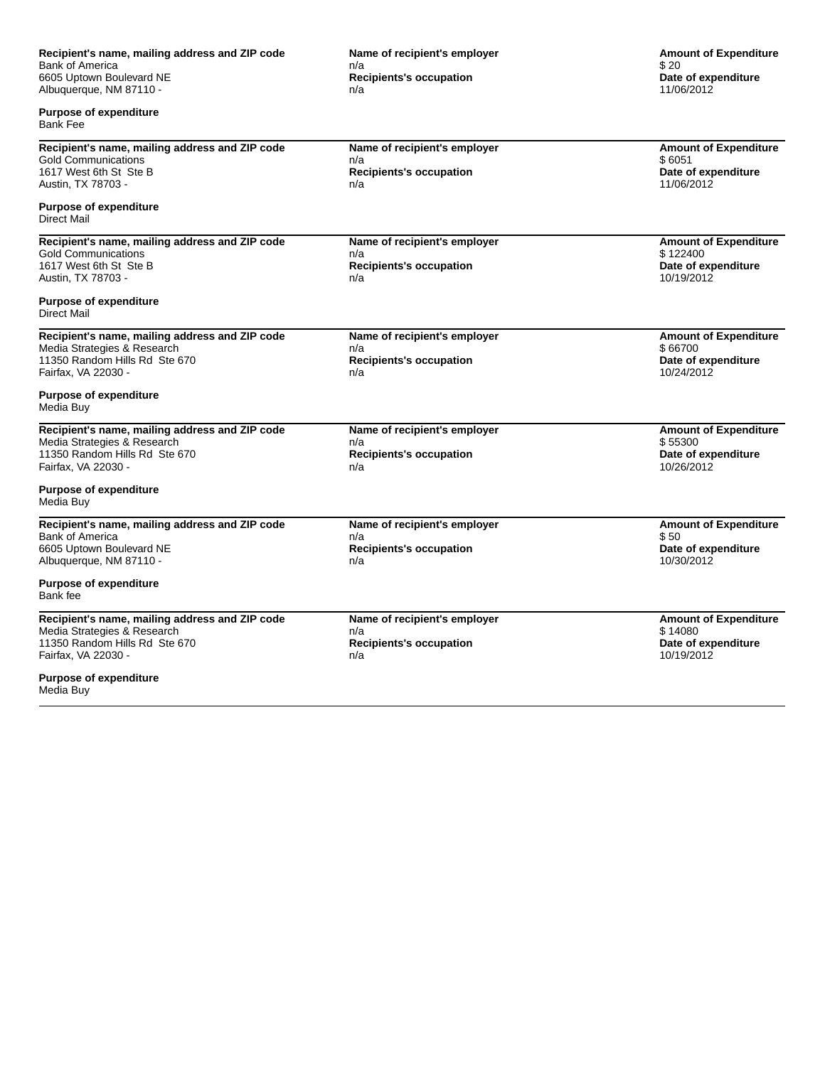**Recipient's name, mailing address and ZIP code**
Bank of America
6605 Uptown Boulevard NE
Albuquerque, NM 87110 -

**Name of recipient's employer**
n/a
**Recipients's occupation**
n/a

**Amount of Expenditure**
$ 20
**Date of expenditure**
11/06/2012

**Purpose of expenditure**
Bank Fee

---

**Recipient's name, mailing address and ZIP code**
Gold Communications
1617 West 6th St Ste B
Austin, TX 78703 -

**Name of recipient's employer**
n/a
**Recipients's occupation**
n/a

**Amount of Expenditure**
$ 6051
**Date of expenditure**
11/06/2012

**Purpose of expenditure**
Direct Mail

---

**Recipient's name, mailing address and ZIP code**
Gold Communications
1617 West 6th St Ste B
Austin, TX 78703 -

**Name of recipient's employer**
n/a
**Recipients's occupation**
n/a

**Amount of Expenditure**
$ 122400
**Date of expenditure**
10/19/2012

**Purpose of expenditure**
Direct Mail

---

**Recipient's name, mailing address and ZIP code**
Media Strategies & Research
11350 Random Hills Rd Ste 670
Fairfax, VA 22030 -

**Name of recipient's employer**
n/a
**Recipients's occupation**
n/a

**Amount of Expenditure**
$ 66700
**Date of expenditure**
10/24/2012

**Purpose of expenditure**
Media Buy

---

**Recipient's name, mailing address and ZIP code**
Media Strategies & Research
11350 Random Hills Rd Ste 670
Fairfax, VA 22030 -

**Name of recipient's employer**
n/a
**Recipients's occupation**
n/a

**Amount of Expenditure**
$ 55300
**Date of expenditure**
10/26/2012

**Purpose of expenditure**
Media Buy

---

**Recipient's name, mailing address and ZIP code**
Bank of America
6605 Uptown Boulevard NE
Albuquerque, NM 87110 -

**Name of recipient's employer**
n/a
**Recipients's occupation**
n/a

**Amount of Expenditure**
$ 50
**Date of expenditure**
10/30/2012

**Purpose of expenditure**
Bank fee

---

**Recipient's name, mailing address and ZIP code**
Media Strategies & Research
11350 Random Hills Rd Ste 670
Fairfax, VA 22030 -

**Name of recipient's employer**
n/a
**Recipients's occupation**
n/a

**Amount of Expenditure**
$ 14080
**Date of expenditure**
10/19/2012

**Purpose of expenditure**
Media Buy

---